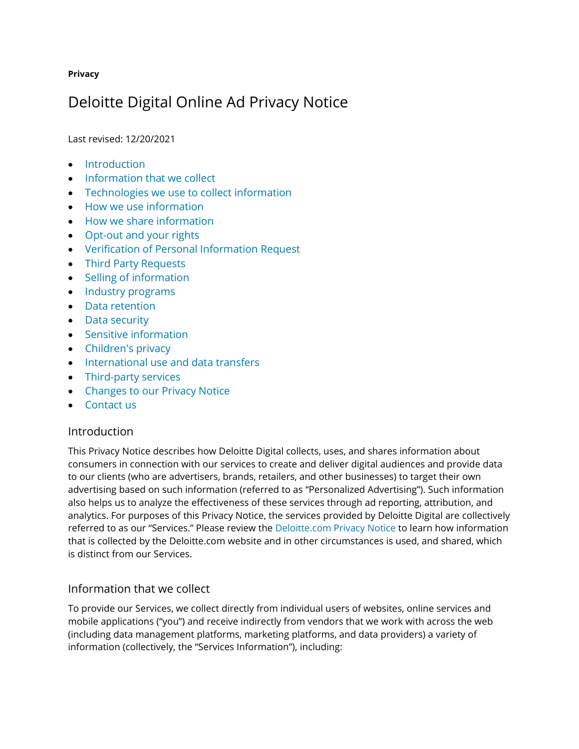**Privacy**

# Deloitte Digital Online Ad Privacy Notice

Last revised: 12/20/2021

- Introduction
- Information that we collect
- Technologies we use to collect information
- How we use information
- How we share information
- Opt-out and your rights
- Verification of Personal Information Request
- Third Party Requests
- Selling of information
- Industry programs
- Data retention
- Data security
- Sensitive information
- Children's privacy
- International use and data transfers
- Third-party services
- Changes to our Privacy Notice
- Contact us

## Introduction

This Privacy Notice describes how Deloitte Digital collects, uses, and shares information about consumers in connection with our services to create and deliver digital audiences and provide data to our clients (who are advertisers, brands, retailers, and other businesses) to target their own advertising based on such information (referred to as "Personalized Advertising"). Such information also helps us to analyze the effectiveness of these services through ad reporting, attribution, and analytics. For purposes of this Privacy Notice, the services provided by Deloitte Digital are collectively referred to as our "Services." Please review the Deloitte.com Privacy Notice to learn how information that is collected by the Deloitte.com website and in other circumstances is used, and shared, which is distinct from our Services.

## Information that we collect

To provide our Services, we collect directly from individual users of websites, online services and mobile applications ("you") and receive indirectly from vendors that we work with across the web (including data management platforms, marketing platforms, and data providers) a variety of information (collectively, the "Services Information"), including: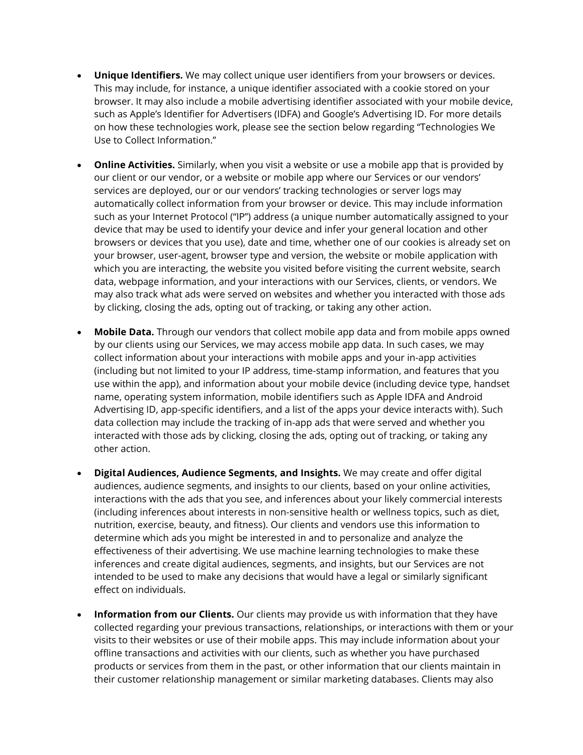- **Unique Identifiers.** We may collect unique user identifiers from your browsers or devices. This may include, for instance, a unique identifier associated with a cookie stored on your browser. It may also include a mobile advertising identifier associated with your mobile device, such as Apple's Identifier for Advertisers (IDFA) and Google's Advertising ID. For more details on how these technologies work, please see the section below regarding "Technologies We Use to Collect Information."

- **Online Activities.** Similarly, when you visit a website or use a mobile app that is provided by our client or our vendor, or a website or mobile app where our Services or our vendors' services are deployed, our or our vendors' tracking technologies or server logs may automatically collect information from your browser or device. This may include information such as your Internet Protocol ("IP") address (a unique number automatically assigned to your device that may be used to identify your device and infer your general location and other browsers or devices that you use), date and time, whether one of our cookies is already set on your browser, user-agent, browser type and version, the website or mobile application with which you are interacting, the website you visited before visiting the current website, search data, webpage information, and your interactions with our Services, clients, or vendors. We may also track what ads were served on websites and whether you interacted with those ads by clicking, closing the ads, opting out of tracking, or taking any other action.

- **Mobile Data.** Through our vendors that collect mobile app data and from mobile apps owned by our clients using our Services, we may access mobile app data. In such cases, we may collect information about your interactions with mobile apps and your in-app activities (including but not limited to your IP address, time-stamp information, and features that you use within the app), and information about your mobile device (including device type, handset name, operating system information, mobile identifiers such as Apple IDFA and Android Advertising ID, app-specific identifiers, and a list of the apps your device interacts with). Such data collection may include the tracking of in-app ads that were served and whether you interacted with those ads by clicking, closing the ads, opting out of tracking, or taking any other action.

- **Digital Audiences, Audience Segments, and Insights.** We may create and offer digital audiences, audience segments, and insights to our clients, based on your online activities, interactions with the ads that you see, and inferences about your likely commercial interests (including inferences about interests in non-sensitive health or wellness topics, such as diet, nutrition, exercise, beauty, and fitness). Our clients and vendors use this information to determine which ads you might be interested in and to personalize and analyze the effectiveness of their advertising. We use machine learning technologies to make these inferences and create digital audiences, segments, and insights, but our Services are not intended to be used to make any decisions that would have a legal or similarly significant effect on individuals.

- **Information from our Clients.** Our clients may provide us with information that they have collected regarding your previous transactions, relationships, or interactions with them or your visits to their websites or use of their mobile apps. This may include information about your offline transactions and activities with our clients, such as whether you have purchased products or services from them in the past, or other information that our clients maintain in their customer relationship management or similar marketing databases. Clients may also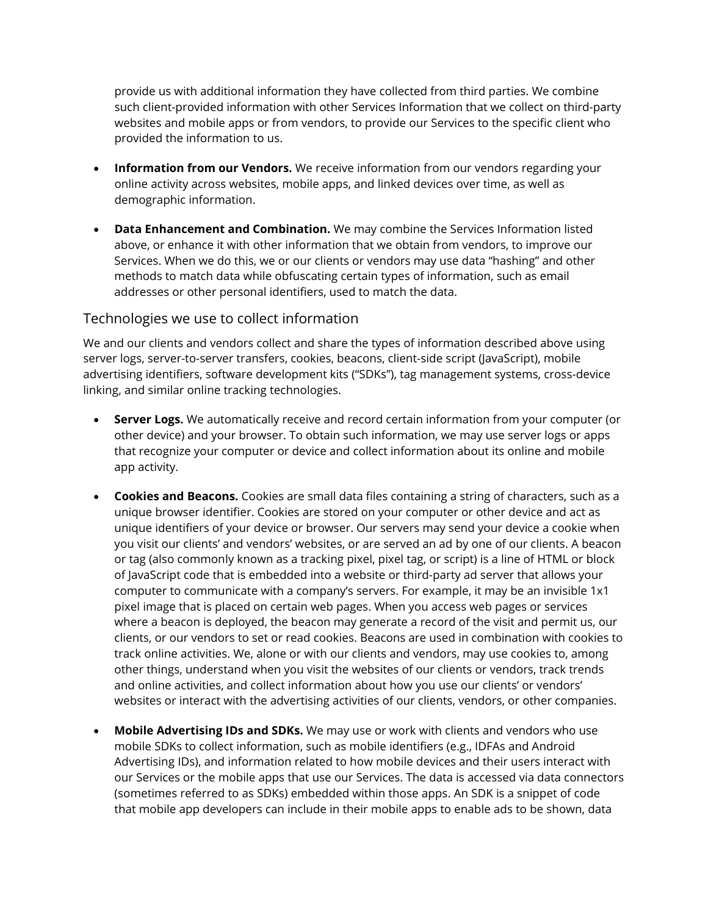provide us with additional information they have collected from third parties. We combine such client-provided information with other Services Information that we collect on third-party websites and mobile apps or from vendors, to provide our Services to the specific client who provided the information to us.

- **Information from our Vendors.** We receive information from our vendors regarding your online activity across websites, mobile apps, and linked devices over time, as well as demographic information.

- **Data Enhancement and Combination.** We may combine the Services Information listed above, or enhance it with other information that we obtain from vendors, to improve our Services. When we do this, we or our clients or vendors may use data "hashing" and other methods to match data while obfuscating certain types of information, such as email addresses or other personal identifiers, used to match the data.

## Technologies we use to collect information

We and our clients and vendors collect and share the types of information described above using server logs, server-to-server transfers, cookies, beacons, client-side script (JavaScript), mobile advertising identifiers, software development kits ("SDKs"), tag management systems, cross-device linking, and similar online tracking technologies.

- **Server Logs.** We automatically receive and record certain information from your computer (or other device) and your browser. To obtain such information, we may use server logs or apps that recognize your computer or device and collect information about its online and mobile app activity.

- **Cookies and Beacons.** Cookies are small data files containing a string of characters, such as a unique browser identifier. Cookies are stored on your computer or other device and act as unique identifiers of your device or browser. Our servers may send your device a cookie when you visit our clients' and vendors' websites, or are served an ad by one of our clients. A beacon or tag (also commonly known as a tracking pixel, pixel tag, or script) is a line of HTML or block of JavaScript code that is embedded into a website or third-party ad server that allows your computer to communicate with a company's servers. For example, it may be an invisible 1x1 pixel image that is placed on certain web pages. When you access web pages or services where a beacon is deployed, the beacon may generate a record of the visit and permit us, our clients, or our vendors to set or read cookies. Beacons are used in combination with cookies to track online activities. We, alone or with our clients and vendors, may use cookies to, among other things, understand when you visit the websites of our clients or vendors, track trends and online activities, and collect information about how you use our clients' or vendors' websites or interact with the advertising activities of our clients, vendors, or other companies.

- **Mobile Advertising IDs and SDKs.** We may use or work with clients and vendors who use mobile SDKs to collect information, such as mobile identifiers (e.g., IDFAs and Android Advertising IDs), and information related to how mobile devices and their users interact with our Services or the mobile apps that use our Services. The data is accessed via data connectors (sometimes referred to as SDKs) embedded within those apps. An SDK is a snippet of code that mobile app developers can include in their mobile apps to enable ads to be shown, data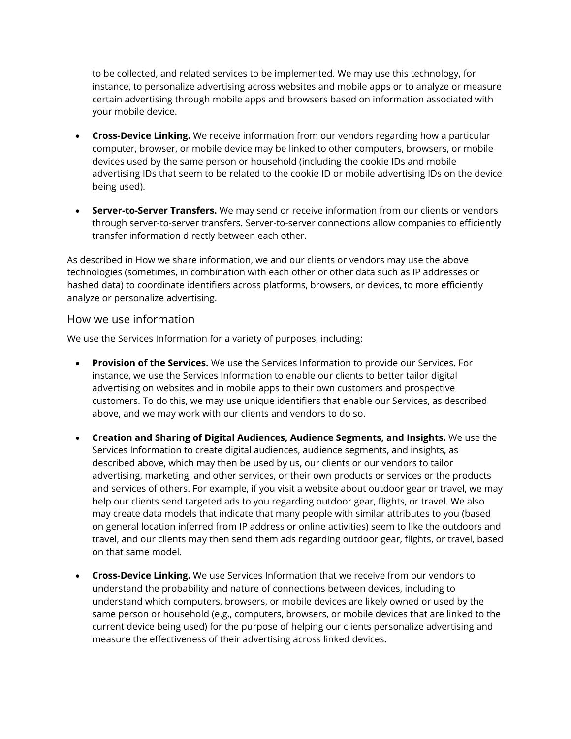to be collected, and related services to be implemented. We may use this technology, for instance, to personalize advertising across websites and mobile apps or to analyze or measure certain advertising through mobile apps and browsers based on information associated with your mobile device.

- **Cross-Device Linking.** We receive information from our vendors regarding how a particular computer, browser, or mobile device may be linked to other computers, browsers, or mobile devices used by the same person or household (including the cookie IDs and mobile advertising IDs that seem to be related to the cookie ID or mobile advertising IDs on the device being used).

- **Server-to-Server Transfers.** We may send or receive information from our clients or vendors through server-to-server transfers. Server-to-server connections allow companies to efficiently transfer information directly between each other.

As described in How we share information, we and our clients or vendors may use the above technologies (sometimes, in combination with each other or other data such as IP addresses or hashed data) to coordinate identifiers across platforms, browsers, or devices, to more efficiently analyze or personalize advertising.

## How we use information

We use the Services Information for a variety of purposes, including:

- **Provision of the Services.** We use the Services Information to provide our Services. For instance, we use the Services Information to enable our clients to better tailor digital advertising on websites and in mobile apps to their own customers and prospective customers. To do this, we may use unique identifiers that enable our Services, as described above, and we may work with our clients and vendors to do so.

- **Creation and Sharing of Digital Audiences, Audience Segments, and Insights.** We use the Services Information to create digital audiences, audience segments, and insights, as described above, which may then be used by us, our clients or our vendors to tailor advertising, marketing, and other services, or their own products or services or the products and services of others. For example, if you visit a website about outdoor gear or travel, we may help our clients send targeted ads to you regarding outdoor gear, flights, or travel. We also may create data models that indicate that many people with similar attributes to you (based on general location inferred from IP address or online activities) seem to like the outdoors and travel, and our clients may then send them ads regarding outdoor gear, flights, or travel, based on that same model.

- **Cross-Device Linking.** We use Services Information that we receive from our vendors to understand the probability and nature of connections between devices, including to understand which computers, browsers, or mobile devices are likely owned or used by the same person or household (e.g., computers, browsers, or mobile devices that are linked to the current device being used) for the purpose of helping our clients personalize advertising and measure the effectiveness of their advertising across linked devices.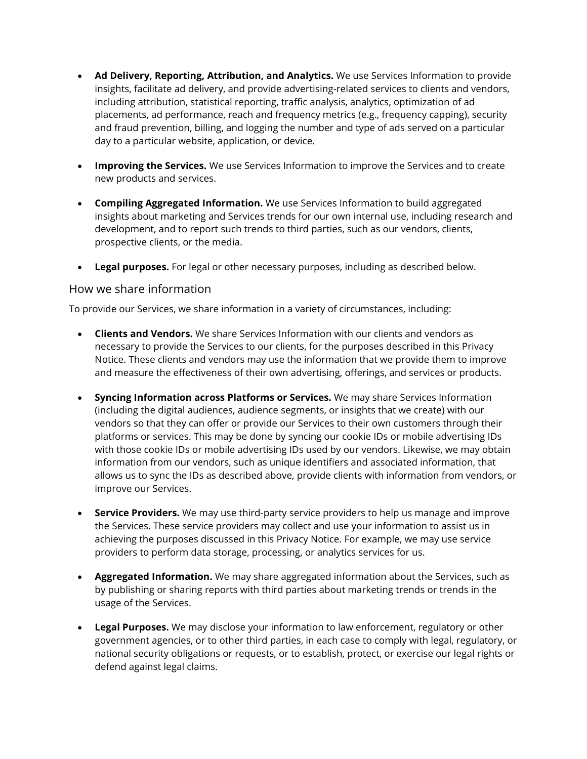- **Ad Delivery, Reporting, Attribution, and Analytics.** We use Services Information to provide insights, facilitate ad delivery, and provide advertising-related services to clients and vendors, including attribution, statistical reporting, traffic analysis, analytics, optimization of ad placements, ad performance, reach and frequency metrics (e.g., frequency capping), security and fraud prevention, billing, and logging the number and type of ads served on a particular day to a particular website, application, or device.

- **Improving the Services.** We use Services Information to improve the Services and to create new products and services.

- **Compiling Aggregated Information.** We use Services Information to build aggregated insights about marketing and Services trends for our own internal use, including research and development, and to report such trends to third parties, such as our vendors, clients, prospective clients, or the media.

- **Legal purposes.** For legal or other necessary purposes, including as described below.

## How we share information

To provide our Services, we share information in a variety of circumstances, including:

- **Clients and Vendors.** We share Services Information with our clients and vendors as necessary to provide the Services to our clients, for the purposes described in this Privacy Notice. These clients and vendors may use the information that we provide them to improve and measure the effectiveness of their own advertising, offerings, and services or products.

- **Syncing Information across Platforms or Services.** We may share Services Information (including the digital audiences, audience segments, or insights that we create) with our vendors so that they can offer or provide our Services to their own customers through their platforms or services. This may be done by syncing our cookie IDs or mobile advertising IDs with those cookie IDs or mobile advertising IDs used by our vendors. Likewise, we may obtain information from our vendors, such as unique identifiers and associated information, that allows us to sync the IDs as described above, provide clients with information from vendors, or improve our Services.

- **Service Providers.** We may use third-party service providers to help us manage and improve the Services. These service providers may collect and use your information to assist us in achieving the purposes discussed in this Privacy Notice. For example, we may use service providers to perform data storage, processing, or analytics services for us.

- **Aggregated Information.** We may share aggregated information about the Services, such as by publishing or sharing reports with third parties about marketing trends or trends in the usage of the Services.

- **Legal Purposes.** We may disclose your information to law enforcement, regulatory or other government agencies, or to other third parties, in each case to comply with legal, regulatory, or national security obligations or requests, or to establish, protect, or exercise our legal rights or defend against legal claims.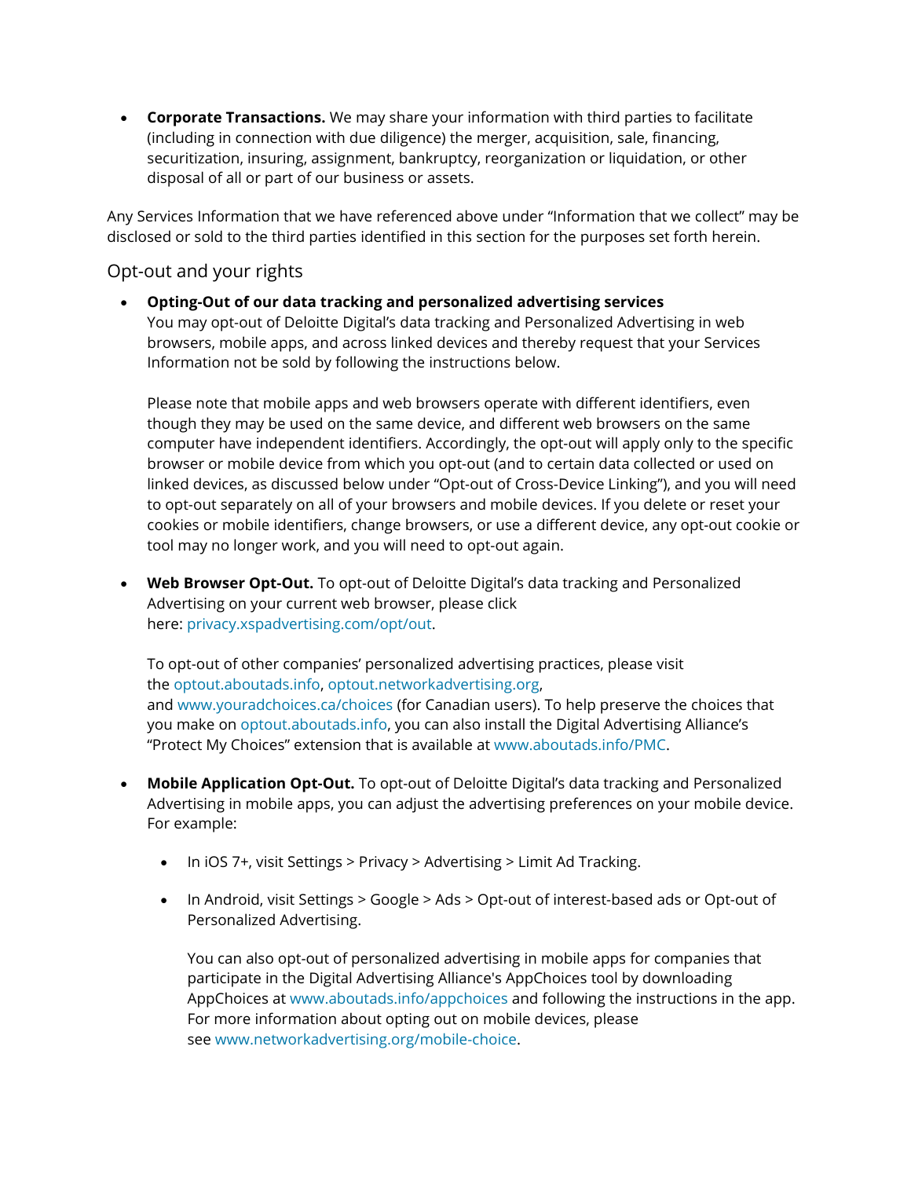- **Corporate Transactions.** We may share your information with third parties to facilitate (including in connection with due diligence) the merger, acquisition, sale, financing, securitization, insuring, assignment, bankruptcy, reorganization or liquidation, or other disposal of all or part of our business or assets.

Any Services Information that we have referenced above under "Information that we collect" may be disclosed or sold to the third parties identified in this section for the purposes set forth herein.

## Opt-out and your rights

- **Opting-Out of our data tracking and personalized advertising services**
  You may opt-out of Deloitte Digital's data tracking and Personalized Advertising in web browsers, mobile apps, and across linked devices and thereby request that your Services Information not be sold by following the instructions below.

  Please note that mobile apps and web browsers operate with different identifiers, even though they may be used on the same device, and different web browsers on the same computer have independent identifiers. Accordingly, the opt-out will apply only to the specific browser or mobile device from which you opt-out (and to certain data collected or used on linked devices, as discussed below under "Opt-out of Cross-Device Linking"), and you will need to opt-out separately on all of your browsers and mobile devices. If you delete or reset your cookies or mobile identifiers, change browsers, or use a different device, any opt-out cookie or tool may no longer work, and you will need to opt-out again.

- **Web Browser Opt-Out.** To opt-out of Deloitte Digital's data tracking and Personalized Advertising on your current web browser, please click here: privacy.xspadvertising.com/opt/out.

  To opt-out of other companies' personalized advertising practices, please visit the optout.aboutads.info, optout.networkadvertising.org, and www.youradchoices.ca/choices (for Canadian users). To help preserve the choices that you make on optout.aboutads.info, you can also install the Digital Advertising Alliance's "Protect My Choices" extension that is available at www.aboutads.info/PMC.

- **Mobile Application Opt-Out.** To opt-out of Deloitte Digital's data tracking and Personalized Advertising in mobile apps, you can adjust the advertising preferences on your mobile device. For example:

  - In iOS 7+, visit Settings > Privacy > Advertising > Limit Ad Tracking.

  - In Android, visit Settings > Google > Ads > Opt-out of interest-based ads or Opt-out of Personalized Advertising.

    You can also opt-out of personalized advertising in mobile apps for companies that participate in the Digital Advertising Alliance's AppChoices tool by downloading AppChoices at www.aboutads.info/appchoices and following the instructions in the app. For more information about opting out on mobile devices, please see www.networkadvertising.org/mobile-choice.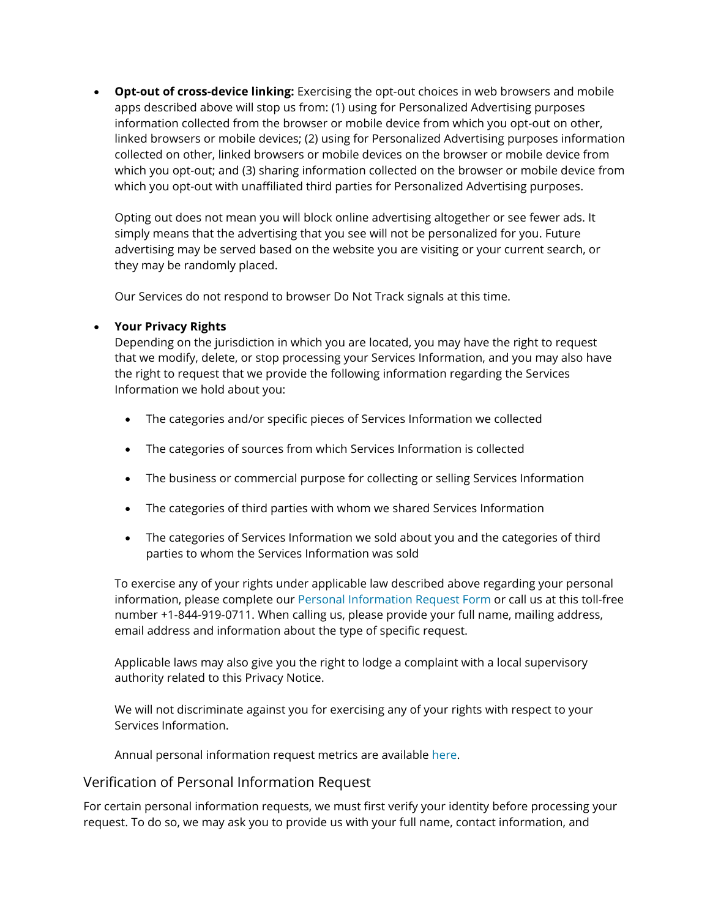- **Opt-out of cross-device linking:** Exercising the opt-out choices in web browsers and mobile apps described above will stop us from: (1) using for Personalized Advertising purposes information collected from the browser or mobile device from which you opt-out on other, linked browsers or mobile devices; (2) using for Personalized Advertising purposes information collected on other, linked browsers or mobile devices on the browser or mobile device from which you opt-out; and (3) sharing information collected on the browser or mobile device from which you opt-out with unaffiliated third parties for Personalized Advertising purposes.

  Opting out does not mean you will block online advertising altogether or see fewer ads. It simply means that the advertising that you see will not be personalized for you. Future advertising may be served based on the website you are visiting or your current search, or they may be randomly placed.

  Our Services do not respond to browser Do Not Track signals at this time.

- **Your Privacy Rights**
  Depending on the jurisdiction in which you are located, you may have the right to request that we modify, delete, or stop processing your Services Information, and you may also have the right to request that we provide the following information regarding the Services Information we hold about you:

  - The categories and/or specific pieces of Services Information we collected
  - The categories of sources from which Services Information is collected
  - The business or commercial purpose for collecting or selling Services Information
  - The categories of third parties with whom we shared Services Information
  - The categories of Services Information we sold about you and the categories of third parties to whom the Services Information was sold

  To exercise any of your rights under applicable law described above regarding your personal information, please complete our Personal Information Request Form or call us at this toll-free number +1-844-919-0711. When calling us, please provide your full name, mailing address, email address and information about the type of specific request.

  Applicable laws may also give you the right to lodge a complaint with a local supervisory authority related to this Privacy Notice.

  We will not discriminate against you for exercising any of your rights with respect to your Services Information.

  Annual personal information request metrics are available here.

## Verification of Personal Information Request

For certain personal information requests, we must first verify your identity before processing your request. To do so, we may ask you to provide us with your full name, contact information, and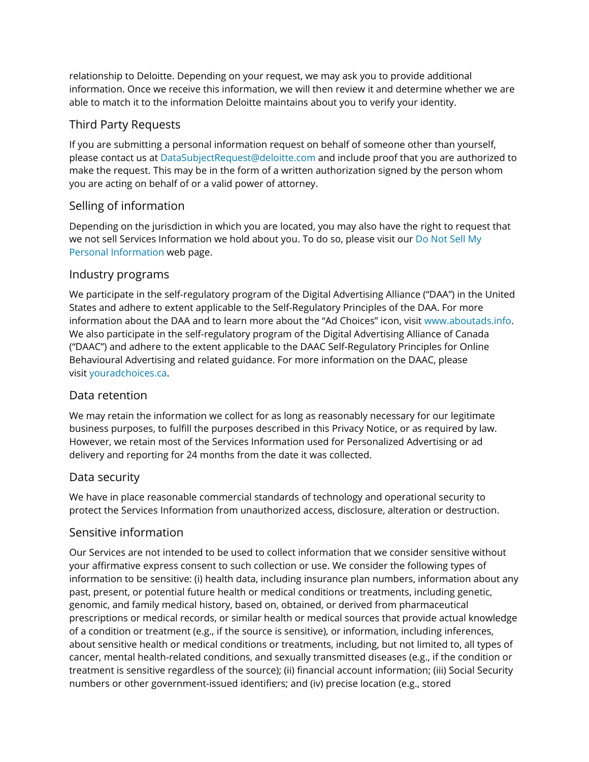relationship to Deloitte. Depending on your request, we may ask you to provide additional information. Once we receive this information, we will then review it and determine whether we are able to match it to the information Deloitte maintains about you to verify your identity.

## Third Party Requests

If you are submitting a personal information request on behalf of someone other than yourself, please contact us at DataSubjectRequest@deloitte.com and include proof that you are authorized to make the request. This may be in the form of a written authorization signed by the person whom you are acting on behalf of or a valid power of attorney.

## Selling of information

Depending on the jurisdiction in which you are located, you may also have the right to request that we not sell Services Information we hold about you. To do so, please visit our Do Not Sell My Personal Information web page.

## Industry programs

We participate in the self-regulatory program of the Digital Advertising Alliance ("DAA") in the United States and adhere to extent applicable to the Self-Regulatory Principles of the DAA. For more information about the DAA and to learn more about the "Ad Choices" icon, visit www.aboutads.info. We also participate in the self-regulatory program of the Digital Advertising Alliance of Canada ("DAAC") and adhere to the extent applicable to the DAAC Self-Regulatory Principles for Online Behavioural Advertising and related guidance. For more information on the DAAC, please visit youradchoices.ca.

## Data retention

We may retain the information we collect for as long as reasonably necessary for our legitimate business purposes, to fulfill the purposes described in this Privacy Notice, or as required by law. However, we retain most of the Services Information used for Personalized Advertising or ad delivery and reporting for 24 months from the date it was collected.

## Data security

We have in place reasonable commercial standards of technology and operational security to protect the Services Information from unauthorized access, disclosure, alteration or destruction.

## Sensitive information

Our Services are not intended to be used to collect information that we consider sensitive without your affirmative express consent to such collection or use. We consider the following types of information to be sensitive: (i) health data, including insurance plan numbers, information about any past, present, or potential future health or medical conditions or treatments, including genetic, genomic, and family medical history, based on, obtained, or derived from pharmaceutical prescriptions or medical records, or similar health or medical sources that provide actual knowledge of a condition or treatment (e.g., if the source is sensitive), or information, including inferences, about sensitive health or medical conditions or treatments, including, but not limited to, all types of cancer, mental health-related conditions, and sexually transmitted diseases (e.g., if the condition or treatment is sensitive regardless of the source); (ii) financial account information; (iii) Social Security numbers or other government-issued identifiers; and (iv) precise location (e.g., stored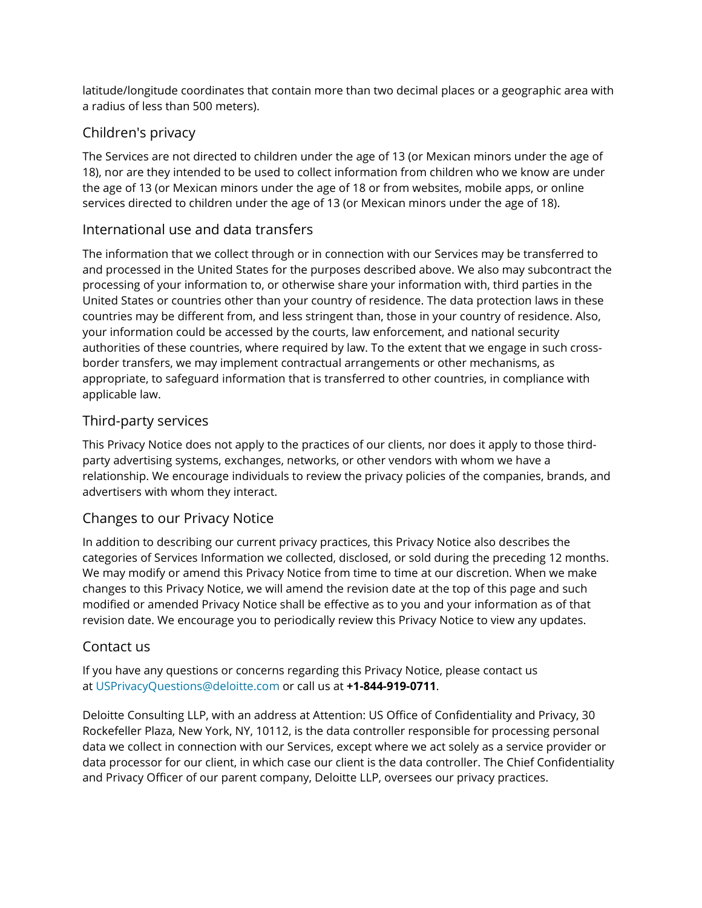latitude/longitude coordinates that contain more than two decimal places or a geographic area with a radius of less than 500 meters).

## Children's privacy

The Services are not directed to children under the age of 13 (or Mexican minors under the age of 18), nor are they intended to be used to collect information from children who we know are under the age of 13 (or Mexican minors under the age of 18 or from websites, mobile apps, or online services directed to children under the age of 13 (or Mexican minors under the age of 18).

## International use and data transfers

The information that we collect through or in connection with our Services may be transferred to and processed in the United States for the purposes described above. We also may subcontract the processing of your information to, or otherwise share your information with, third parties in the United States or countries other than your country of residence. The data protection laws in these countries may be different from, and less stringent than, those in your country of residence. Also, your information could be accessed by the courts, law enforcement, and national security authorities of these countries, where required by law. To the extent that we engage in such cross-border transfers, we may implement contractual arrangements or other mechanisms, as appropriate, to safeguard information that is transferred to other countries, in compliance with applicable law.

## Third-party services

This Privacy Notice does not apply to the practices of our clients, nor does it apply to those third-party advertising systems, exchanges, networks, or other vendors with whom we have a relationship. We encourage individuals to review the privacy policies of the companies, brands, and advertisers with whom they interact.

## Changes to our Privacy Notice

In addition to describing our current privacy practices, this Privacy Notice also describes the categories of Services Information we collected, disclosed, or sold during the preceding 12 months. We may modify or amend this Privacy Notice from time to time at our discretion. When we make changes to this Privacy Notice, we will amend the revision date at the top of this page and such modified or amended Privacy Notice shall be effective as to you and your information as of that revision date. We encourage you to periodically review this Privacy Notice to view any updates.

## Contact us

If you have any questions or concerns regarding this Privacy Notice, please contact us at USPrivacyQuestions@deloitte.com or call us at **+1-844-919-0711**.

Deloitte Consulting LLP, with an address at Attention: US Office of Confidentiality and Privacy, 30 Rockefeller Plaza, New York, NY, 10112, is the data controller responsible for processing personal data we collect in connection with our Services, except where we act solely as a service provider or data processor for our client, in which case our client is the data controller. The Chief Confidentiality and Privacy Officer of our parent company, Deloitte LLP, oversees our privacy practices.